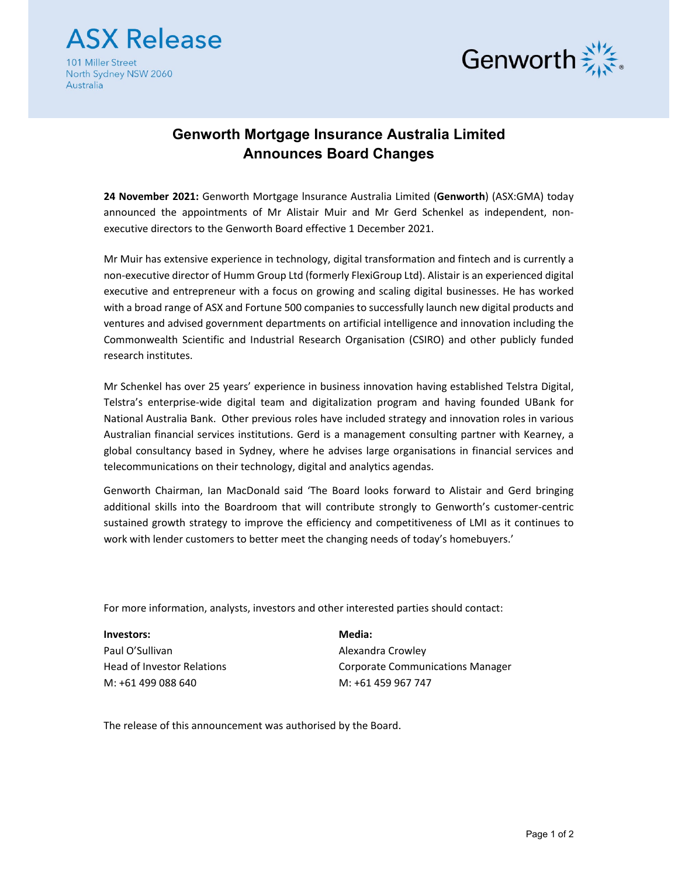ASX Release

101 Miller Street
North Sydney NSW 2060
Australia

Genworth

# Genworth Mortgage Insurance Australia Limited Announces Board Changes

**24 November 2021:** Genworth Mortgage lnsurance Australia Limited (**Genworth**) (ASX:GMA) today announced the appointments of Mr Alistair Muir and Mr Gerd Schenkel as independent, non-executive directors to the Genworth Board effective 1 December 2021.

Mr Muir has extensive experience in technology, digital transformation and fintech and is currently a non-executive director of Humm Group Ltd (formerly FlexiGroup Ltd). Alistair is an experienced digital executive and entrepreneur with a focus on growing and scaling digital businesses. He has worked with a broad range of ASX and Fortune 500 companies to successfully launch new digital products and ventures and advised government departments on artificial intelligence and innovation including the Commonwealth Scientific and Industrial Research Organisation (CSIRO) and other publicly funded research institutes.

Mr Schenkel has over 25 years' experience in business innovation having established Telstra Digital, Telstra's enterprise-wide digital team and digitalization program and having founded UBank for National Australia Bank. Other previous roles have included strategy and innovation roles in various Australian financial services institutions. Gerd is a management consulting partner with Kearney, a global consultancy based in Sydney, where he advises large organisations in financial services and telecommunications on their technology, digital and analytics agendas.

Genworth Chairman, Ian MacDonald said 'The Board looks forward to Alistair and Gerd bringing additional skills into the Boardroom that will contribute strongly to Genworth's customer-centric sustained growth strategy to improve the efficiency and competitiveness of LMI as it continues to work with lender customers to better meet the changing needs of today's homebuyers.'

For more information, analysts, investors and other interested parties should contact:

**Investors:**
Paul O'Sullivan
Head of Investor Relations
M: +61 499 088 640

**Media:**
Alexandra Crowley
Corporate Communications Manager
M: +61 459 967 747

The release of this announcement was authorised by the Board.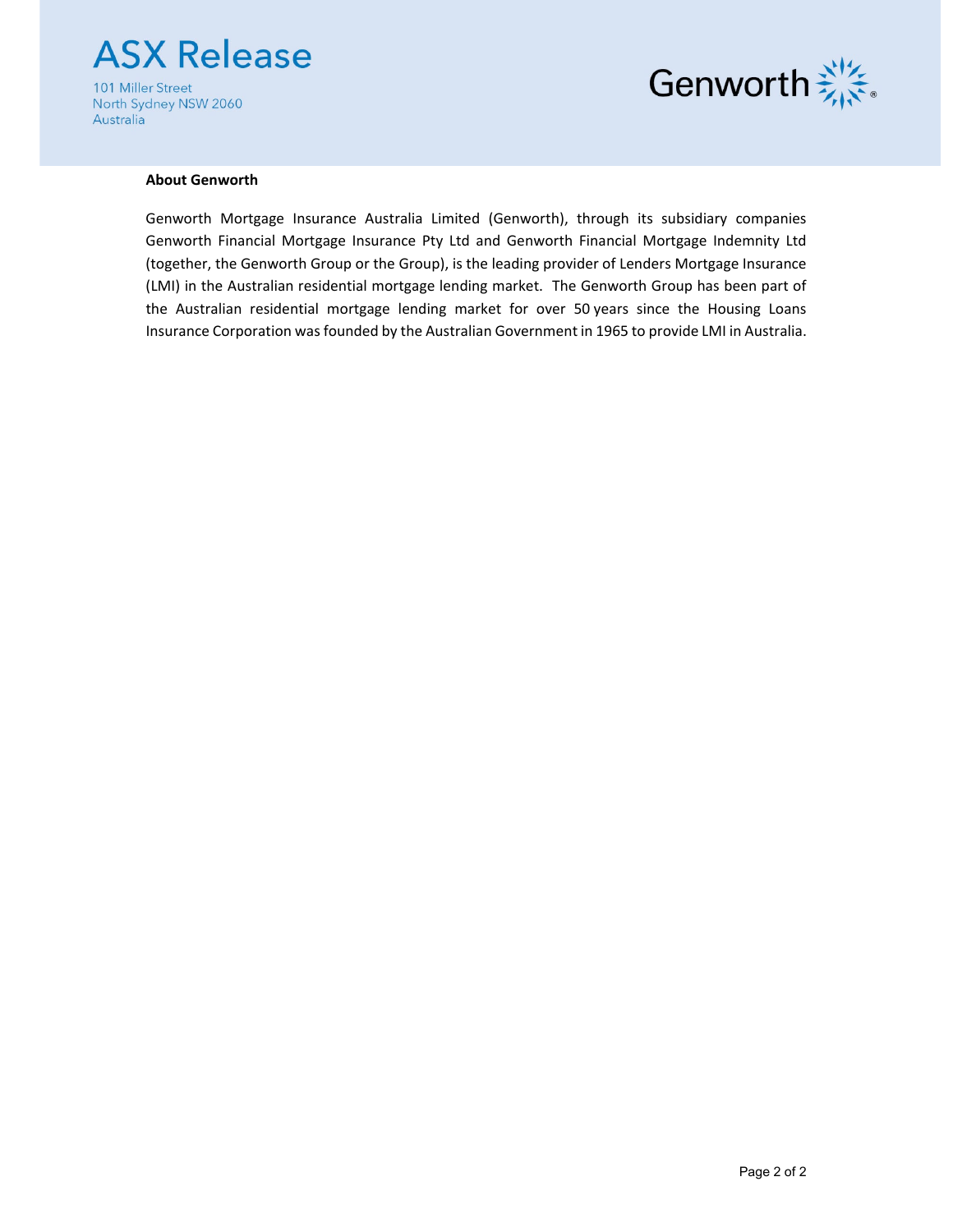**About Genworth**

Genworth Mortgage Insurance Australia Limited (Genworth), through its subsidiary companies Genworth Financial Mortgage Insurance Pty Ltd and Genworth Financial Mortgage Indemnity Ltd (together, the Genworth Group or the Group), is the leading provider of Lenders Mortgage Insurance (LMI) in the Australian residential mortgage lending market. The Genworth Group has been part of the Australian residential mortgage lending market for over 50 years since the Housing Loans Insurance Corporation was founded by the Australian Government in 1965 to provide LMI in Australia.